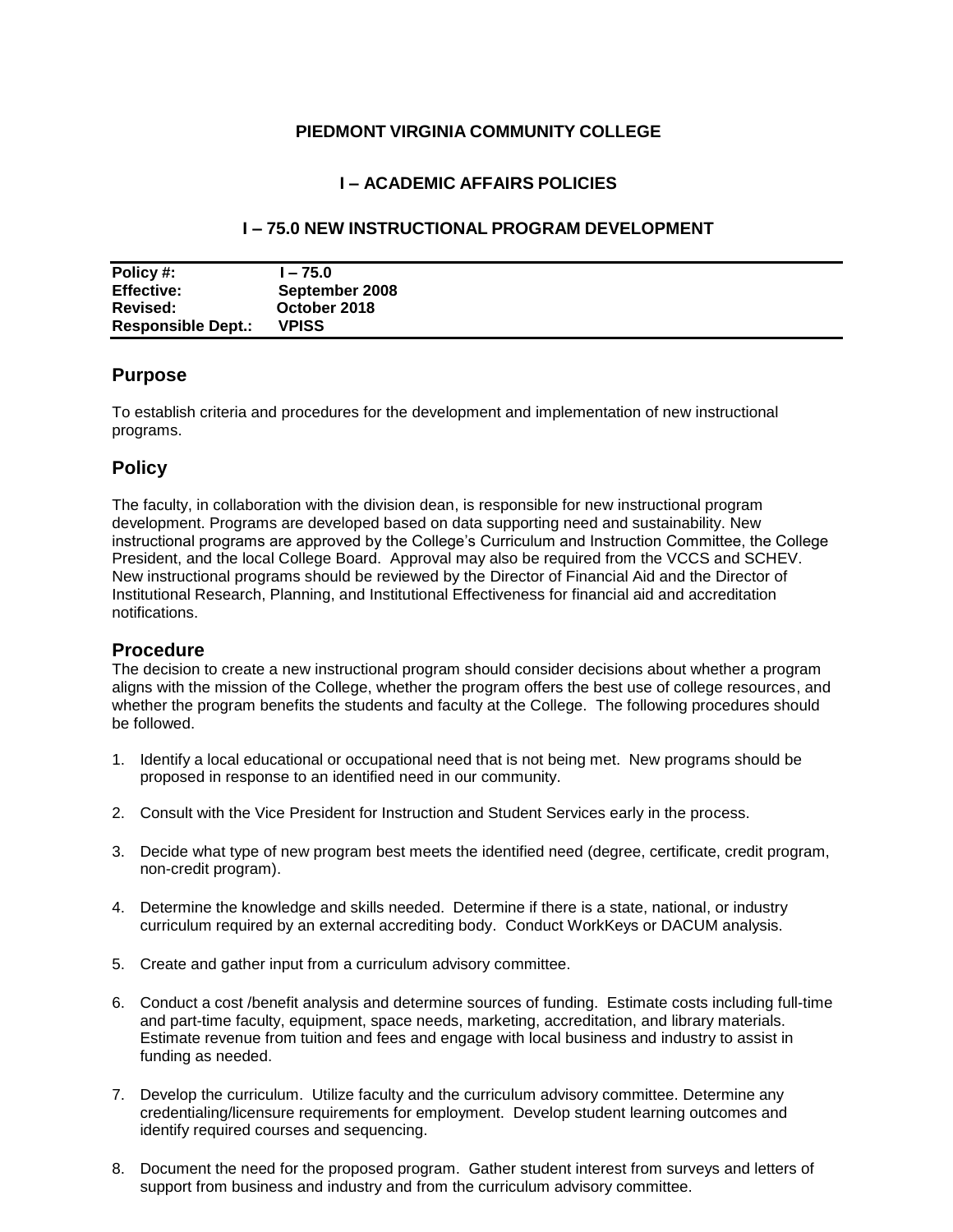# PIEDMONT VIRGINIA COMMUNITY COLLEGE

## I – ACADEMIC AFFAIRS POLICIES

### I – 75.0 NEW INSTRUCTIONAL PROGRAM DEVELOPMENT

| | |
|---|---|
| **Policy #:** | **I – 75.0** |
| **Effective:** | **September 2008** |
| **Revised:** | **October 2018** |
| **Responsible Dept.:** | **VPISS** |

## Purpose

To establish criteria and procedures for the development and implementation of new instructional programs.

## Policy

The faculty, in collaboration with the division dean, is responsible for new instructional program development. Programs are developed based on data supporting need and sustainability. New instructional programs are approved by the College's Curriculum and Instruction Committee, the College President, and the local College Board. Approval may also be required from the VCCS and SCHEV. New instructional programs should be reviewed by the Director of Financial Aid and the Director of Institutional Research, Planning, and Institutional Effectiveness for financial aid and accreditation notifications.

## Procedure

The decision to create a new instructional program should consider decisions about whether a program aligns with the mission of the College, whether the program offers the best use of college resources, and whether the program benefits the students and faculty at the College. The following procedures should be followed.

1. Identify a local educational or occupational need that is not being met. New programs should be proposed in response to an identified need in our community.

2. Consult with the Vice President for Instruction and Student Services early in the process.

3. Decide what type of new program best meets the identified need (degree, certificate, credit program, non-credit program).

4. Determine the knowledge and skills needed. Determine if there is a state, national, or industry curriculum required by an external accrediting body. Conduct WorkKeys or DACUM analysis.

5. Create and gather input from a curriculum advisory committee.

6. Conduct a cost /benefit analysis and determine sources of funding. Estimate costs including full-time and part-time faculty, equipment, space needs, marketing, accreditation, and library materials. Estimate revenue from tuition and fees and engage with local business and industry to assist in funding as needed.

7. Develop the curriculum. Utilize faculty and the curriculum advisory committee. Determine any credentialing/licensure requirements for employment. Develop student learning outcomes and identify required courses and sequencing.

8. Document the need for the proposed program. Gather student interest from surveys and letters of support from business and industry and from the curriculum advisory committee.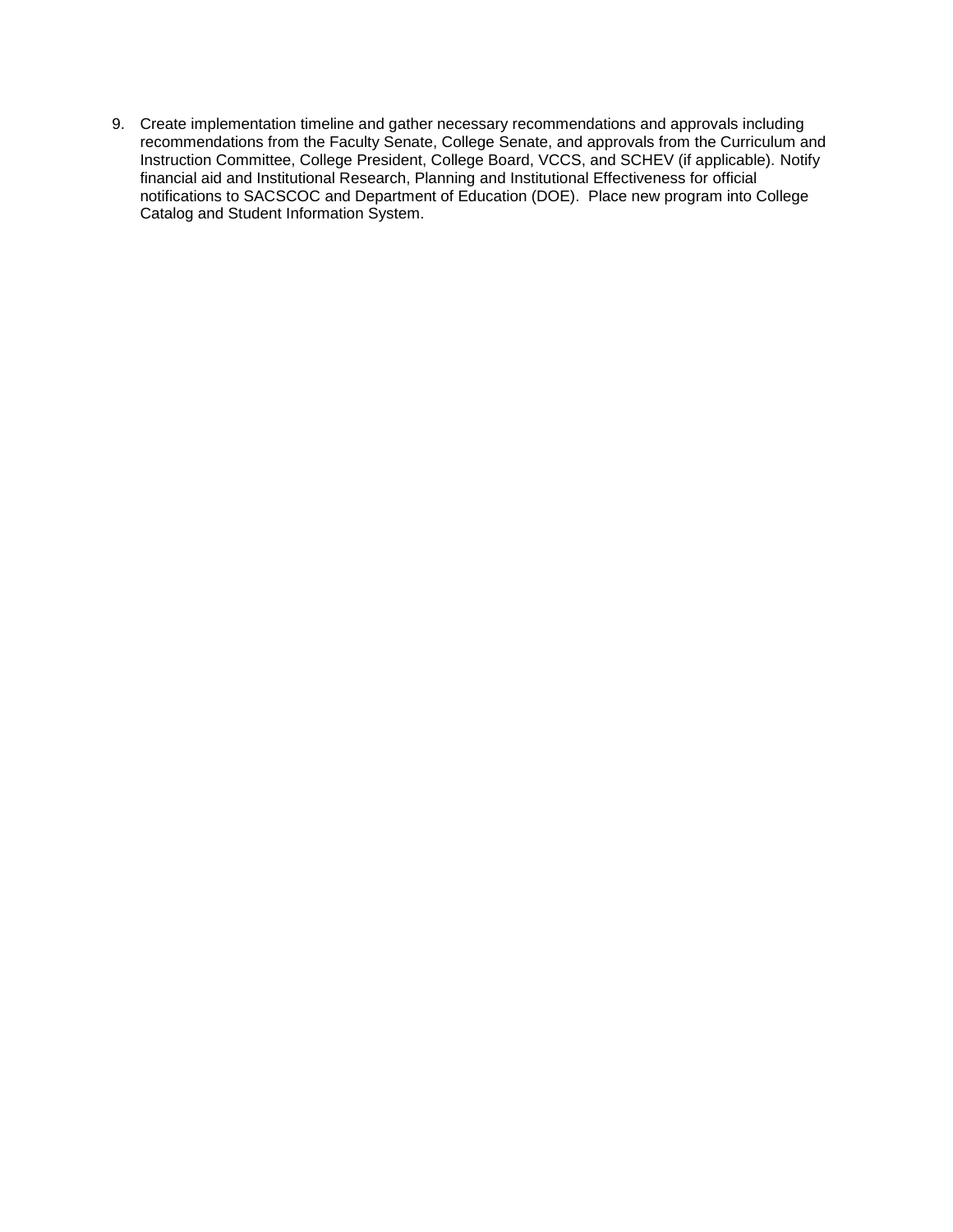9. Create implementation timeline and gather necessary recommendations and approvals including recommendations from the Faculty Senate, College Senate, and approvals from the Curriculum and Instruction Committee, College President, College Board, VCCS, and SCHEV (if applicable). Notify financial aid and Institutional Research, Planning and Institutional Effectiveness for official notifications to SACSCOC and Department of Education (DOE). Place new program into College Catalog and Student Information System.